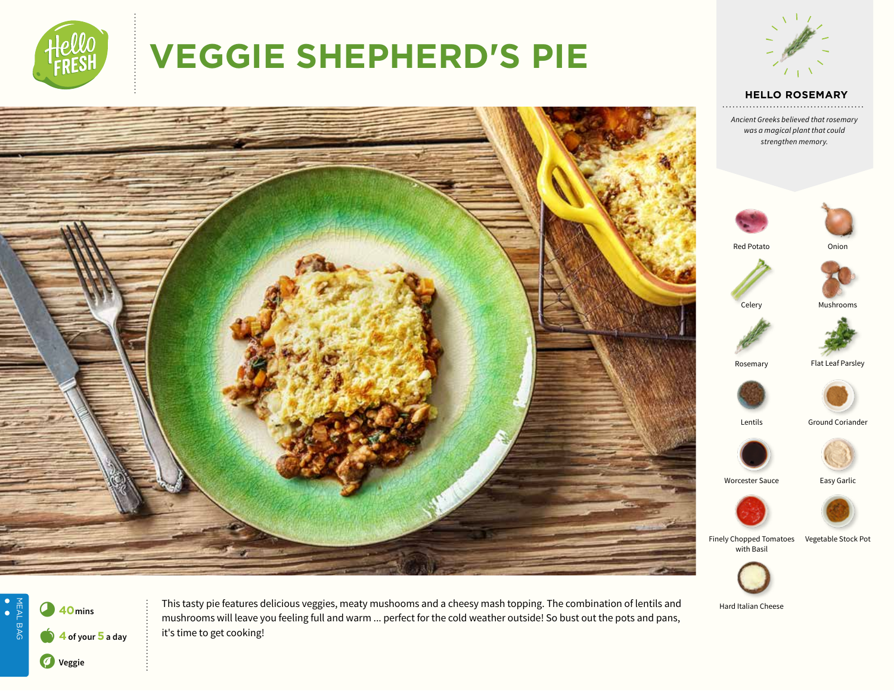# VEGGIE SHEPHERD'S PIE

## HELLO ROSEMARY

*Ancient Greeks believed that rosemary was a magical plant that could strengthen memory.*

- Red Potato
- Onion
- Celery
- Mushrooms
- Rosemary
- Flat Leaf Parsley
- Lentils
- Ground Coriander
- Worcester Sauce
- Easy Garlic
- Finely Chopped Tomatoes with Basil
- Vegetable Stock Pot
- Hard Italian Cheese

MEAL BAG

**40 mins**

**4 of your 5 a day**

**Veggie**

This tasty pie features delicious veggies, meaty mushooms and a cheesy mash topping. The combination of lentils and mushrooms will leave you feeling full and warm ... perfect for the cold weather outside! So bust out the pots and pans, it's time to get cooking!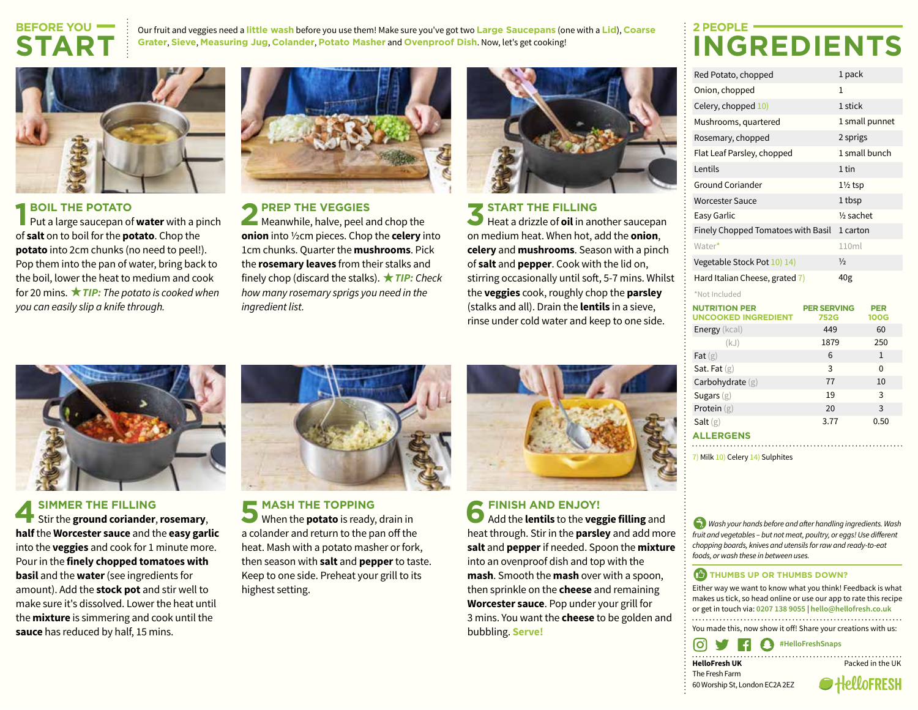# BEFORE YOU START

Our fruit and veggies need a **little wash** before you use them! Make sure you've got two **Large Saucepans** (one with a **Lid**), **Coarse Grater**, **Sieve**, **Measuring Jug**, **Colander**, **Potato Masher** and **Ovenproof Dish**. Now, let's get cooking!

## 1 BOIL THE POTATO

Put a large saucepan of **water** with a pinch of **salt** on to boil for the **potato**. Chop the **potato** into 2cm chunks (no need to peel!). Pop them into the pan of water, bring back to the boil, lower the heat to medium and cook for 20 mins. ★ ***TIP:*** *The potato is cooked when you can easily slip a knife through.*

## 2 PREP THE VEGGIES

Meanwhile, halve, peel and chop the **onion** into ½cm pieces. Chop the **celery** into 1cm chunks. Quarter the **mushrooms**. Pick the **rosemary leaves** from their stalks and finely chop (discard the stalks). ★ ***TIP:*** *Check how many rosemary sprigs you need in the ingredient list.*

## 3 START THE FILLING

Heat a drizzle of **oil** in another saucepan on medium heat. When hot, add the **onion**, **celery** and **mushrooms**. Season with a pinch of **salt** and **pepper**. Cook with the lid on, stirring occasionally until soft, 5-7 mins. Whilst the **veggies** cook, roughly chop the **parsley** (stalks and all). Drain the **lentils** in a sieve, rinse under cold water and keep to one side.

## 4 SIMMER THE FILLING

Stir the **ground coriander**, **rosemary**, **half** the **Worcester sauce** and the **easy garlic** into the **veggies** and cook for 1 minute more. Pour in the **finely chopped tomatoes with basil** and the **water** (see ingredients for amount). Add the **stock pot** and stir well to make sure it's dissolved. Lower the heat until the **mixture** is simmering and cook until the **sauce** has reduced by half, 15 mins.

## 5 MASH THE TOPPING

When the **potato** is ready, drain in a colander and return to the pan off the heat. Mash with a potato masher or fork, then season with **salt** and **pepper** to taste. Keep to one side. Preheat your grill to its highest setting.

## 6 FINISH AND ENJOY!

Add the **lentils** to the **veggie filling** and heat through. Stir in the **parsley** and add more **salt** and **pepper** if needed. Spoon the **mixture** into an ovenproof dish and top with the **mash**. Smooth the **mash** over with a spoon, then sprinkle on the **cheese** and remaining **Worcester sauce**. Pop under your grill for 3 mins. You want the **cheese** to be golden and bubbling. **Serve!**

# 2 PEOPLE INGREDIENTS

| | |
|---|---|
| Red Potato, chopped | 1 pack |
| Onion, chopped | 1 |
| Celery, chopped 10) | 1 stick |
| Mushrooms, quartered | 1 small punnet |
| Rosemary, chopped | 2 sprigs |
| Flat Leaf Parsley, chopped | 1 small bunch |
| Lentils | 1 tin |
| Ground Coriander | 1½ tsp |
| Worcester Sauce | 1 tbsp |
| Easy Garlic | ½ sachet |
| Finely Chopped Tomatoes with Basil | 1 carton |
| Water* | 110ml |
| Vegetable Stock Pot 10) 14) | ½ |
| Hard Italian Cheese, grated 7) | 40g |

*Not Included

| NUTRITION PER UNCOOKED INGREDIENT | PER SERVING 752G | PER 100G |
|---|---|---|
| Energy (kcal) | 449 | 60 |
| (kJ) | 1879 | 250 |
| Fat (g) | 6 | 1 |
| Sat. Fat (g) | 3 | 0 |
| Carbohydrate (g) | 77 | 10 |
| Sugars (g) | 19 | 3 |
| Protein (g) | 20 | 3 |
| Salt (g) | 3.77 | 0.50 |

**ALLERGENS**

7) Milk 10) Celery 14) Sulphites

*Wash your hands before and after handling ingredients. Wash fruit and vegetables – but not meat, poultry, or eggs! Use different chopping boards, knives and utensils for raw and ready-to-eat foods, or wash these in between uses.*

**THUMBS UP OR THUMBS DOWN?**

Either way we want to know what you think! Feedback is what makes us tick, so head online or use our app to rate this recipe or get in touch via: **0207 138 9055** | **hello@hellofresh.co.uk**

You made this, now show it off! Share your creations with us:

**#HelloFreshSnaps**

**HelloFresh UK**
The Fresh Farm
60 Worship St, London EC2A 2EZ

Packed in the UK

HelloFRESH